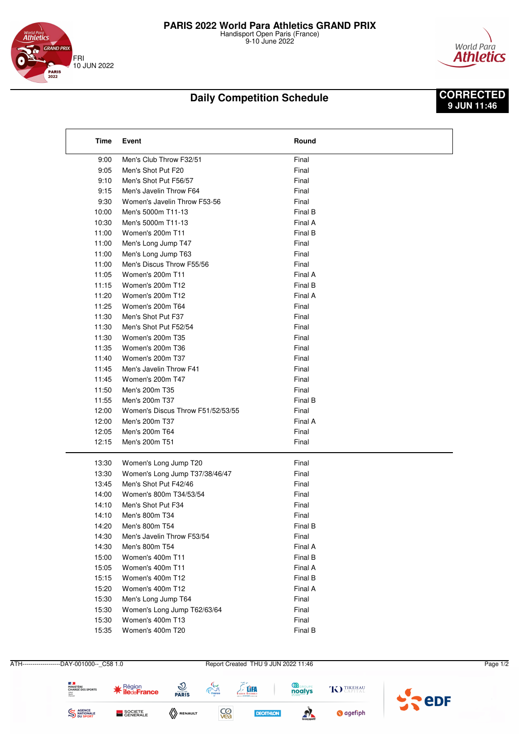# PARIS 2022 World Para Athletics GRAND PRIX

Handisport Open Paris (France)
9-10 June 2022

FRI
10 JUN 2022

## Daily Competition Schedule

**CORRECTED**
**9 JUN 11:46**

| Time | Event | Round |
|---|---|---|
| 9:00 | Men's Club Throw F32/51 | Final |
| 9:05 | Men's Shot Put F20 | Final |
| 9:10 | Men's Shot Put F56/57 | Final |
| 9:15 | Men's Javelin Throw F64 | Final |
| 9:30 | Women's Javelin Throw F53-56 | Final |
| 10:00 | Men's 5000m T11-13 | Final B |
| 10:30 | Men's 5000m T11-13 | Final A |
| 11:00 | Women's 200m T11 | Final B |
| 11:00 | Men's Long Jump T47 | Final |
| 11:00 | Men's Long Jump T63 | Final |
| 11:00 | Men's Discus Throw F55/56 | Final |
| 11:05 | Women's 200m T11 | Final A |
| 11:15 | Women's 200m T12 | Final B |
| 11:20 | Women's 200m T12 | Final A |
| 11:25 | Women's 200m T64 | Final |
| 11:30 | Men's Shot Put F37 | Final |
| 11:30 | Men's Shot Put F52/54 | Final |
| 11:30 | Women's 200m T35 | Final |
| 11:35 | Women's 200m T36 | Final |
| 11:40 | Women's 200m T37 | Final |
| 11:45 | Men's Javelin Throw F41 | Final |
| 11:45 | Women's 200m T47 | Final |
| 11:50 | Men's 200m T35 | Final |
| 11:55 | Men's 200m T37 | Final B |
| 12:00 | Women's Discus Throw F51/52/53/55 | Final |
| 12:00 | Men's 200m T37 | Final A |
| 12:05 | Men's 200m T64 | Final |
| 12:15 | Men's 200m T51 | Final |
| 13:30 | Women's Long Jump T20 | Final |
| 13:30 | Women's Long Jump T37/38/46/47 | Final |
| 13:45 | Men's Shot Put F42/46 | Final |
| 14:00 | Women's 800m T34/53/54 | Final |
| 14:10 | Men's Shot Put F34 | Final |
| 14:10 | Men's 800m T34 | Final |
| 14:20 | Men's 800m T54 | Final B |
| 14:30 | Men's Javelin Throw F53/54 | Final |
| 14:30 | Men's 800m T54 | Final A |
| 15:00 | Women's 400m T11 | Final B |
| 15:05 | Women's 400m T11 | Final A |
| 15:15 | Women's 400m T12 | Final B |
| 15:20 | Women's 400m T12 | Final A |
| 15:30 | Men's Long Jump T64 | Final |
| 15:30 | Women's Long Jump T62/63/64 | Final |
| 15:30 | Women's 400m T13 | Final |
| 15:35 | Women's 400m T20 | Final B |

ATH------------------DAY-001000--_C58 1.0 Report Created THU 9 JUN 2022 11:46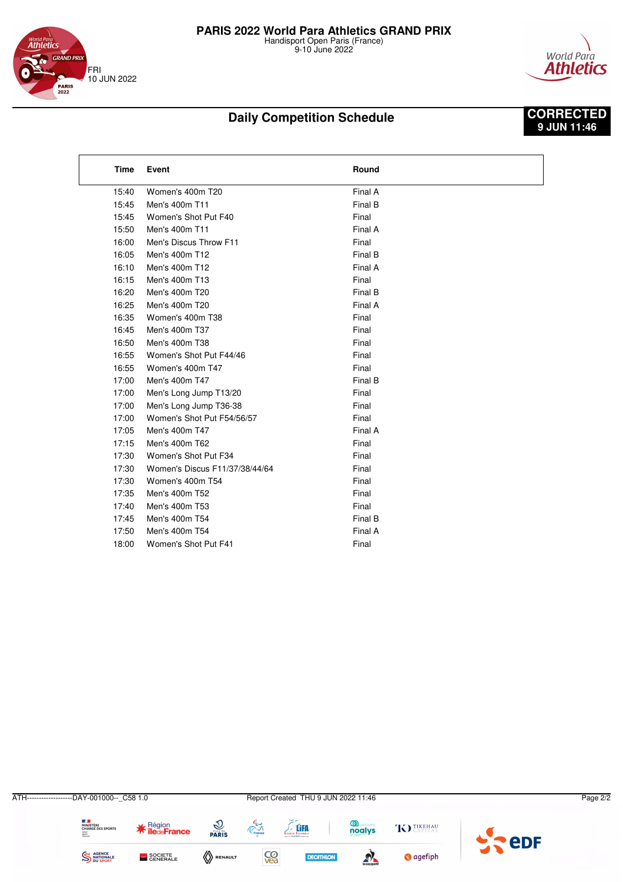# PARIS 2022 World Para Athletics GRAND PRIX

Handisport Open Paris (France)
9-10 June 2022

FRI
10 JUN 2022

## Daily Competition Schedule

**CORRECTED**
**9 JUN 11:46**

| Time | Event | Round |
|---|---|---|
| 15:40 | Women's 400m T20 | Final A |
| 15:45 | Men's 400m T11 | Final B |
| 15:45 | Women's Shot Put F40 | Final |
| 15:50 | Men's 400m T11 | Final A |
| 16:00 | Men's Discus Throw F11 | Final |
| 16:05 | Men's 400m T12 | Final B |
| 16:10 | Men's 400m T12 | Final A |
| 16:15 | Men's 400m T13 | Final |
| 16:20 | Men's 400m T20 | Final B |
| 16:25 | Men's 400m T20 | Final A |
| 16:35 | Women's 400m T38 | Final |
| 16:45 | Men's 400m T37 | Final |
| 16:50 | Men's 400m T38 | Final |
| 16:55 | Women's Shot Put F44/46 | Final |
| 16:55 | Women's 400m T47 | Final |
| 17:00 | Men's 400m T47 | Final B |
| 17:00 | Men's Long Jump T13/20 | Final |
| 17:00 | Men's Long Jump T36-38 | Final |
| 17:00 | Women's Shot Put F54/56/57 | Final |
| 17:05 | Men's 400m T47 | Final A |
| 17:15 | Men's 400m T62 | Final |
| 17:30 | Women's Shot Put F34 | Final |
| 17:30 | Women's Discus F11/37/38/44/64 | Final |
| 17:30 | Women's 400m T54 | Final |
| 17:35 | Men's 400m T52 | Final |
| 17:40 | Men's 400m T53 | Final |
| 17:45 | Men's 400m T54 | Final B |
| 17:50 | Men's 400m T54 | Final A |
| 18:00 | Women's Shot Put F41 | Final |

ATH-------------------DAY-001000--_C58 1.0 Report Created THU 9 JUN 2022 11:46